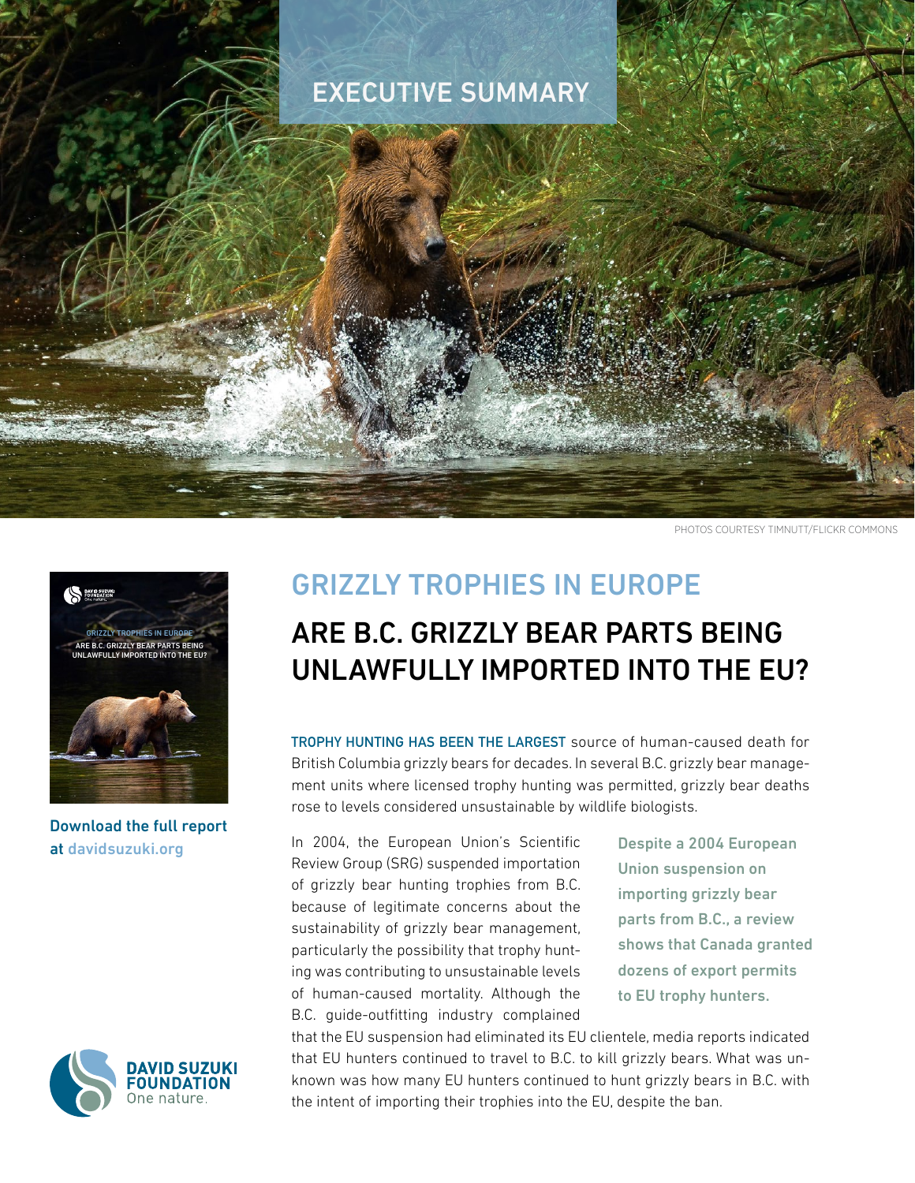# EXECUTIVE SUMMARY

PHOTOS COURTESY TIMNUTT/FLICKR COMMONS

## GRIZZLY TROPHIES IN EUROPE

## ARE B.C. GRIZZLY BEAR PARTS BEING UNLAWFULLY IMPORTED INTO THE EU?

Download the full report at davidsuzuki.org

TROPHY HUNTING HAS BEEN THE LARGEST source of human-caused death for British Columbia grizzly bears for decades. In several B.C. grizzly bear management units where licensed trophy hunting was permitted, grizzly bear deaths rose to levels considered unsustainable by wildlife biologists.

In 2004, the European Union's Scientific Review Group (SRG) suspended importation of grizzly bear hunting trophies from B.C. because of legitimate concerns about the sustainability of grizzly bear management, particularly the possibility that trophy hunting was contributing to unsustainable levels of human-caused mortality. Although the B.C. guide-outfitting industry complained that the EU suspension had eliminated its EU clientele, media reports indicated that EU hunters continued to travel to B.C. to kill grizzly bears. What was unknown was how many EU hunters continued to hunt grizzly bears in B.C. with the intent of importing their trophies into the EU, despite the ban.

**Despite a 2004 European Union suspension on importing grizzly bear parts from B.C., a review shows that Canada granted dozens of export permits to EU trophy hunters.**

DAVID SUZUKI FOUNDATION
One nature.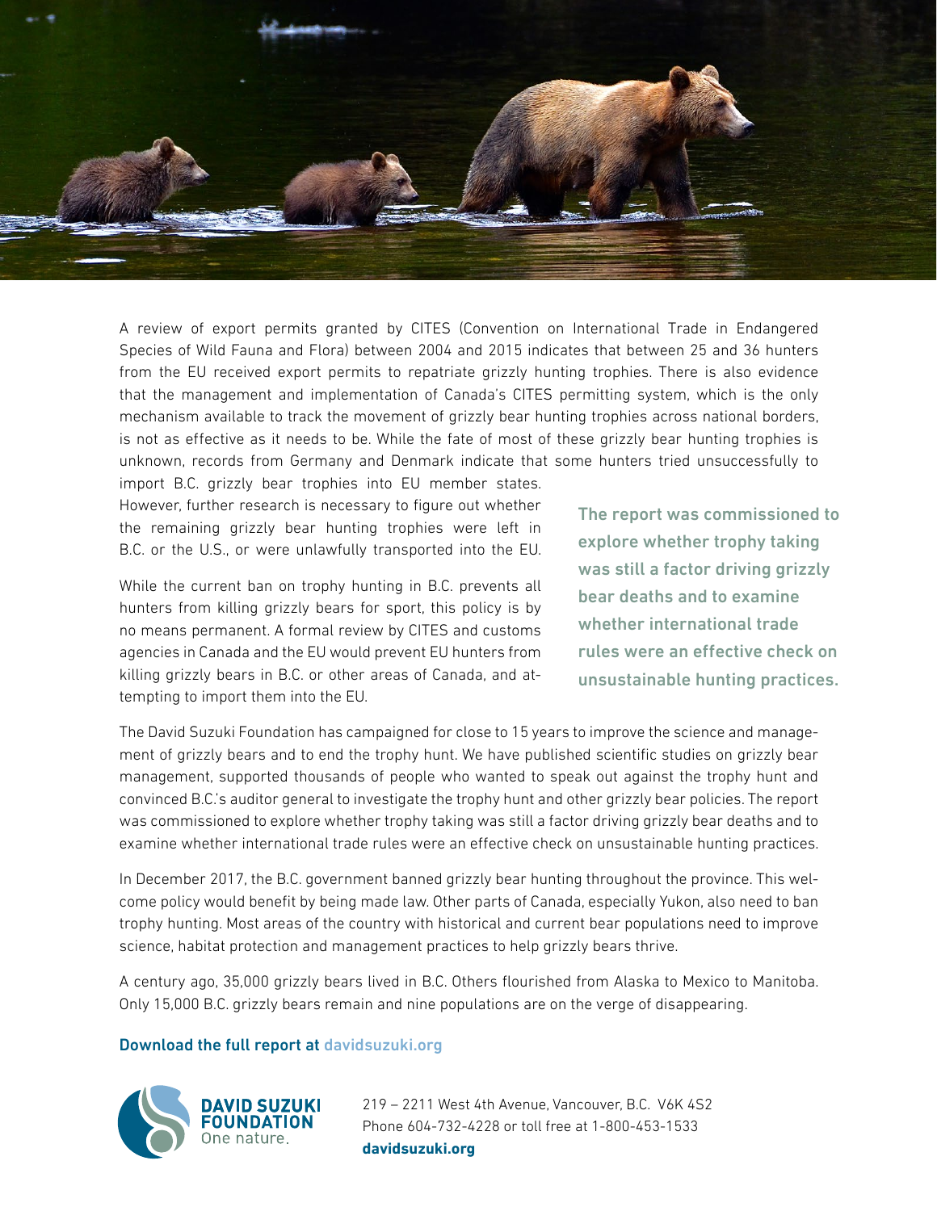A review of export permits granted by CITES (Convention on International Trade in Endangered Species of Wild Fauna and Flora) between 2004 and 2015 indicates that between 25 and 36 hunters from the EU received export permits to repatriate grizzly hunting trophies. There is also evidence that the management and implementation of Canada's CITES permitting system, which is the only mechanism available to track the movement of grizzly bear hunting trophies across national borders, is not as effective as it needs to be. While the fate of most of these grizzly bear hunting trophies is unknown, records from Germany and Denmark indicate that some hunters tried unsuccessfully to import B.C. grizzly bear trophies into EU member states. However, further research is necessary to figure out whether the remaining grizzly bear hunting trophies were left in B.C. or the U.S., or were unlawfully transported into the EU.

While the current ban on trophy hunting in B.C. prevents all hunters from killing grizzly bears for sport, this policy is by no means permanent. A formal review by CITES and customs agencies in Canada and the EU would prevent EU hunters from killing grizzly bears in B.C. or other areas of Canada, and attempting to import them into the EU.

**The report was commissioned to explore whether trophy taking was still a factor driving grizzly bear deaths and to examine whether international trade rules were an effective check on unsustainable hunting practices.**

The David Suzuki Foundation has campaigned for close to 15 years to improve the science and management of grizzly bears and to end the trophy hunt. We have published scientific studies on grizzly bear management, supported thousands of people who wanted to speak out against the trophy hunt and convinced B.C.'s auditor general to investigate the trophy hunt and other grizzly bear policies. The report was commissioned to explore whether trophy taking was still a factor driving grizzly bear deaths and to examine whether international trade rules were an effective check on unsustainable hunting practices.

In December 2017, the B.C. government banned grizzly bear hunting throughout the province. This welcome policy would benefit by being made law. Other parts of Canada, especially Yukon, also need to ban trophy hunting. Most areas of the country with historical and current bear populations need to improve science, habitat protection and management practices to help grizzly bears thrive.

A century ago, 35,000 grizzly bears lived in B.C. Others flourished from Alaska to Mexico to Manitoba. Only 15,000 B.C. grizzly bears remain and nine populations are on the verge of disappearing.

**Download the full report at davidsuzuki.org**

DAVID SUZUKI FOUNDATION
One nature.

219 – 2211 West 4th Avenue, Vancouver, B.C. V6K 4S2
Phone 604-732-4228 or toll free at 1-800-453-1533
**davidsuzuki.org**